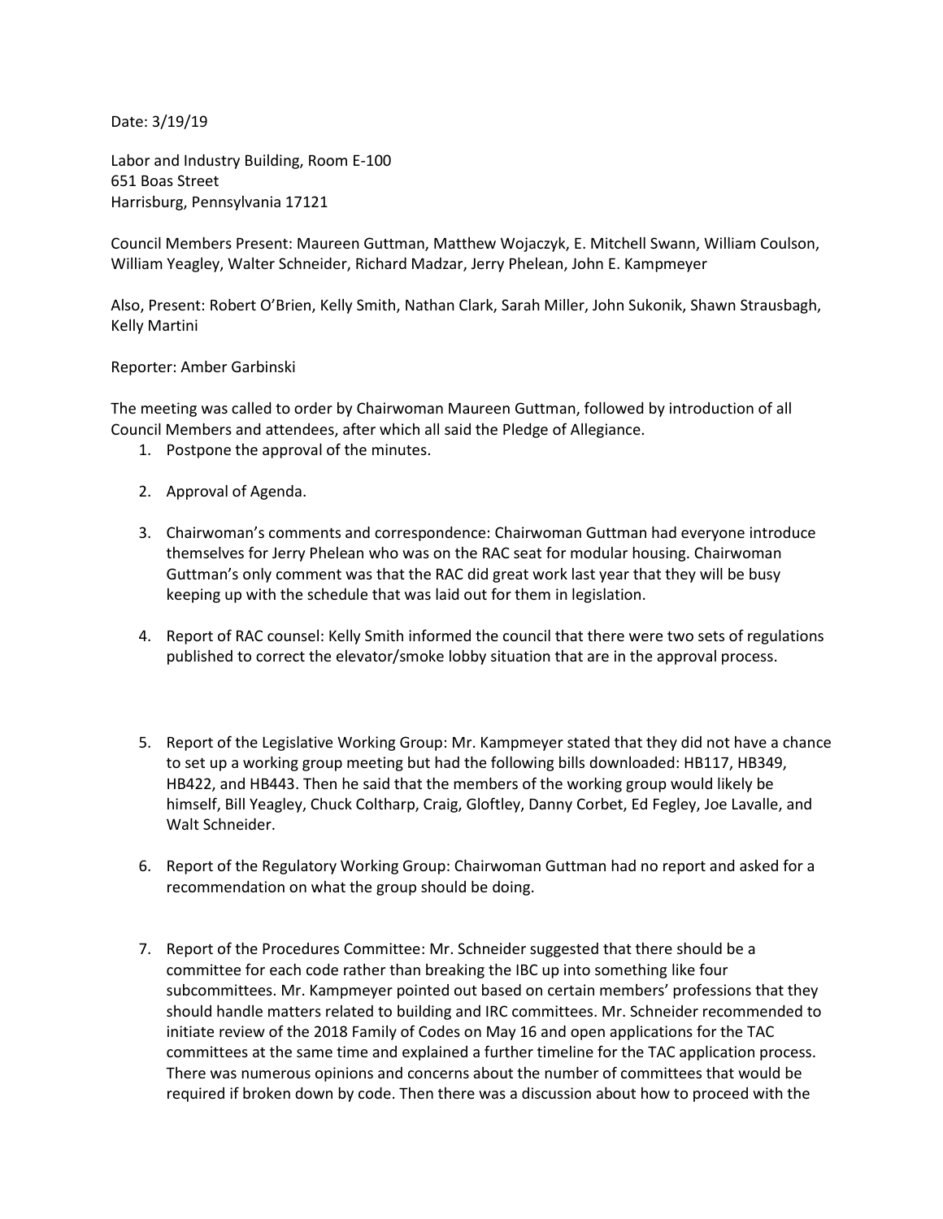Date: 3/19/19

Labor and Industry Building, Room E-100
651 Boas Street
Harrisburg, Pennsylvania 17121

Council Members Present: Maureen Guttman, Matthew Wojaczyk, E. Mitchell Swann, William Coulson, William Yeagley, Walter Schneider, Richard Madzar, Jerry Phelean, John E. Kampmeyer

Also, Present: Robert O'Brien, Kelly Smith, Nathan Clark, Sarah Miller, John Sukonik, Shawn Strausbagh, Kelly Martini

Reporter: Amber Garbinski

The meeting was called to order by Chairwoman Maureen Guttman, followed by introduction of all Council Members and attendees, after which all said the Pledge of Allegiance.

1. Postpone the approval of the minutes.

2. Approval of Agenda.

3. Chairwoman's comments and correspondence: Chairwoman Guttman had everyone introduce themselves for Jerry Phelean who was on the RAC seat for modular housing. Chairwoman Guttman's only comment was that the RAC did great work last year that they will be busy keeping up with the schedule that was laid out for them in legislation.

4. Report of RAC counsel: Kelly Smith informed the council that there were two sets of regulations published to correct the elevator/smoke lobby situation that are in the approval process.

5. Report of the Legislative Working Group: Mr. Kampmeyer stated that they did not have a chance to set up a working group meeting but had the following bills downloaded: HB117, HB349, HB422, and HB443. Then he said that the members of the working group would likely be himself, Bill Yeagley, Chuck Coltharp, Craig, Gloftley, Danny Corbet, Ed Fegley, Joe Lavalle, and Walt Schneider.

6. Report of the Regulatory Working Group: Chairwoman Guttman had no report and asked for a recommendation on what the group should be doing.

7. Report of the Procedures Committee: Mr. Schneider suggested that there should be a committee for each code rather than breaking the IBC up into something like four subcommittees. Mr. Kampmeyer pointed out based on certain members' professions that they should handle matters related to building and IRC committees. Mr. Schneider recommended to initiate review of the 2018 Family of Codes on May 16 and open applications for the TAC committees at the same time and explained a further timeline for the TAC application process. There was numerous opinions and concerns about the number of committees that would be required if broken down by code. Then there was a discussion about how to proceed with the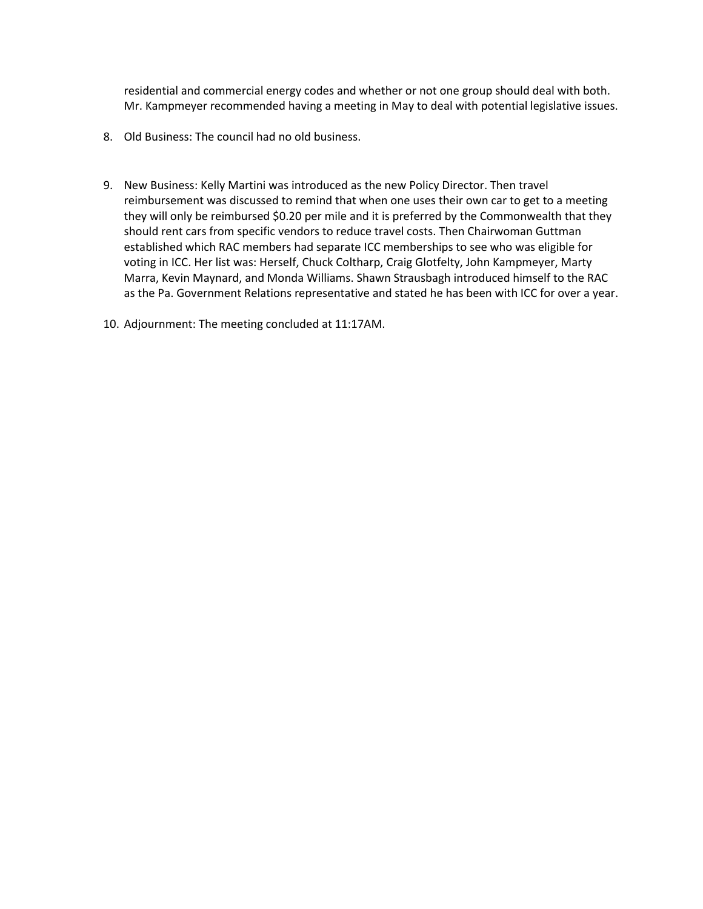residential and commercial energy codes and whether or not one group should deal with both. Mr. Kampmeyer recommended having a meeting in May to deal with potential legislative issues.

8. Old Business: The council had no old business.

9. New Business: Kelly Martini was introduced as the new Policy Director. Then travel reimbursement was discussed to remind that when one uses their own car to get to a meeting they will only be reimbursed $0.20 per mile and it is preferred by the Commonwealth that they should rent cars from specific vendors to reduce travel costs. Then Chairwoman Guttman established which RAC members had separate ICC memberships to see who was eligible for voting in ICC. Her list was: Herself, Chuck Coltharp, Craig Glotfelty, John Kampmeyer, Marty Marra, Kevin Maynard, and Monda Williams. Shawn Strausbagh introduced himself to the RAC as the Pa. Government Relations representative and stated he has been with ICC for over a year.

10. Adjournment: The meeting concluded at 11:17AM.